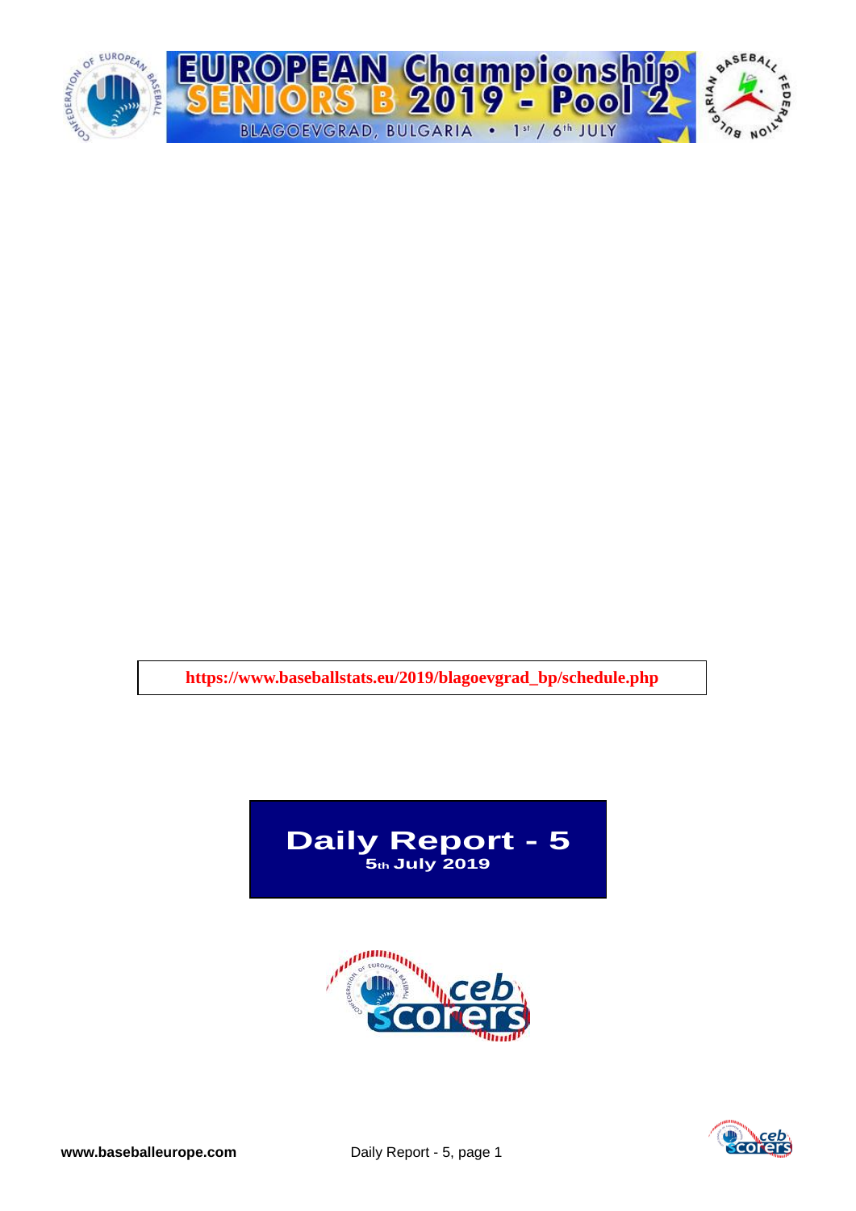# EUROPEAN Championship SENIORS B 2019 - Pool 2

BLAGOEVGRAD, BULGARIA • 1st / 6th JULY

https://www.baseballstats.eu/2019/blagoevgrad_bp/schedule.php

## Daily Report - 5

**5th July 2019**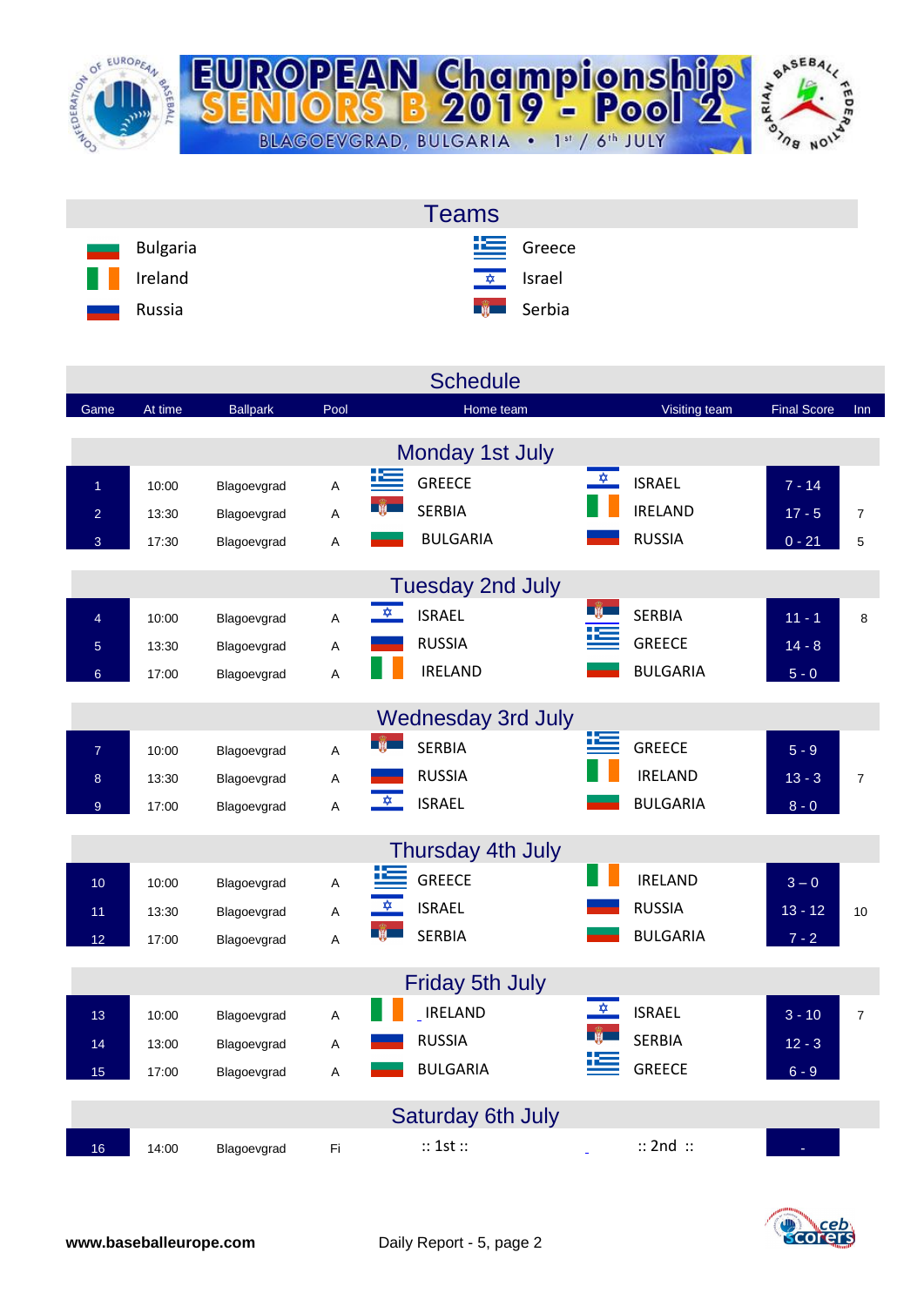# EUROPEAN Championship SENIORS B 2019 - Pool 2

BLAGOEVGRAD, BULGARIA • 1st / 6th JULY

## Teams

| | |
|---|---|
| Bulgaria | Greece |
| Ireland | Israel |
| Russia | Serbia |

## Schedule

| Game | At time | Ballpark | Pool | Home team | Visiting team | Final Score | Inn |
|---|---|---|---|---|---|---|---|
| **Monday 1st July** | | | | | | | |
| 1 | 10:00 | Blagoevgrad | A | GREECE | ISRAEL | 7 - 14 | |
| 2 | 13:30 | Blagoevgrad | A | SERBIA | IRELAND | 17 - 5 | 7 |
| 3 | 17:30 | Blagoevgrad | A | BULGARIA | RUSSIA | 0 - 21 | 5 |
| **Tuesday 2nd July** | | | | | | | |
| 4 | 10:00 | Blagoevgrad | A | ISRAEL | SERBIA | 11 - 1 | 8 |
| 5 | 13:30 | Blagoevgrad | A | RUSSIA | GREECE | 14 - 8 | |
| 6 | 17:00 | Blagoevgrad | A | IRELAND | BULGARIA | 5 - 0 | |
| **Wednesday 3rd July** | | | | | | | |
| 7 | 10:00 | Blagoevgrad | A | SERBIA | GREECE | 5 - 9 | |
| 8 | 13:30 | Blagoevgrad | A | RUSSIA | IRELAND | 13 - 3 | 7 |
| 9 | 17:00 | Blagoevgrad | A | ISRAEL | BULGARIA | 8 - 0 | |
| **Thursday 4th July** | | | | | | | |
| 10 | 10:00 | Blagoevgrad | A | GREECE | IRELAND | 3 – 0 | |
| 11 | 13:30 | Blagoevgrad | A | ISRAEL | RUSSIA | 13 - 12 | 10 |
| 12 | 17:00 | Blagoevgrad | A | SERBIA | BULGARIA | 7 - 2 | |
| **Friday 5th July** | | | | | | | |
| 13 | 10:00 | Blagoevgrad | A | IRELAND | ISRAEL | 3 - 10 | 7 |
| 14 | 13:00 | Blagoevgrad | A | RUSSIA | SERBIA | 12 - 3 | |
| 15 | 17:00 | Blagoevgrad | A | BULGARIA | GREECE | 6 - 9 | |
| **Saturday 6th July** | | | | | | | |
| 16 | 14:00 | Blagoevgrad | Fi | :: 1st :: | :: 2nd :: | - | |

www.baseballeurope.com Daily Report - 5, page 2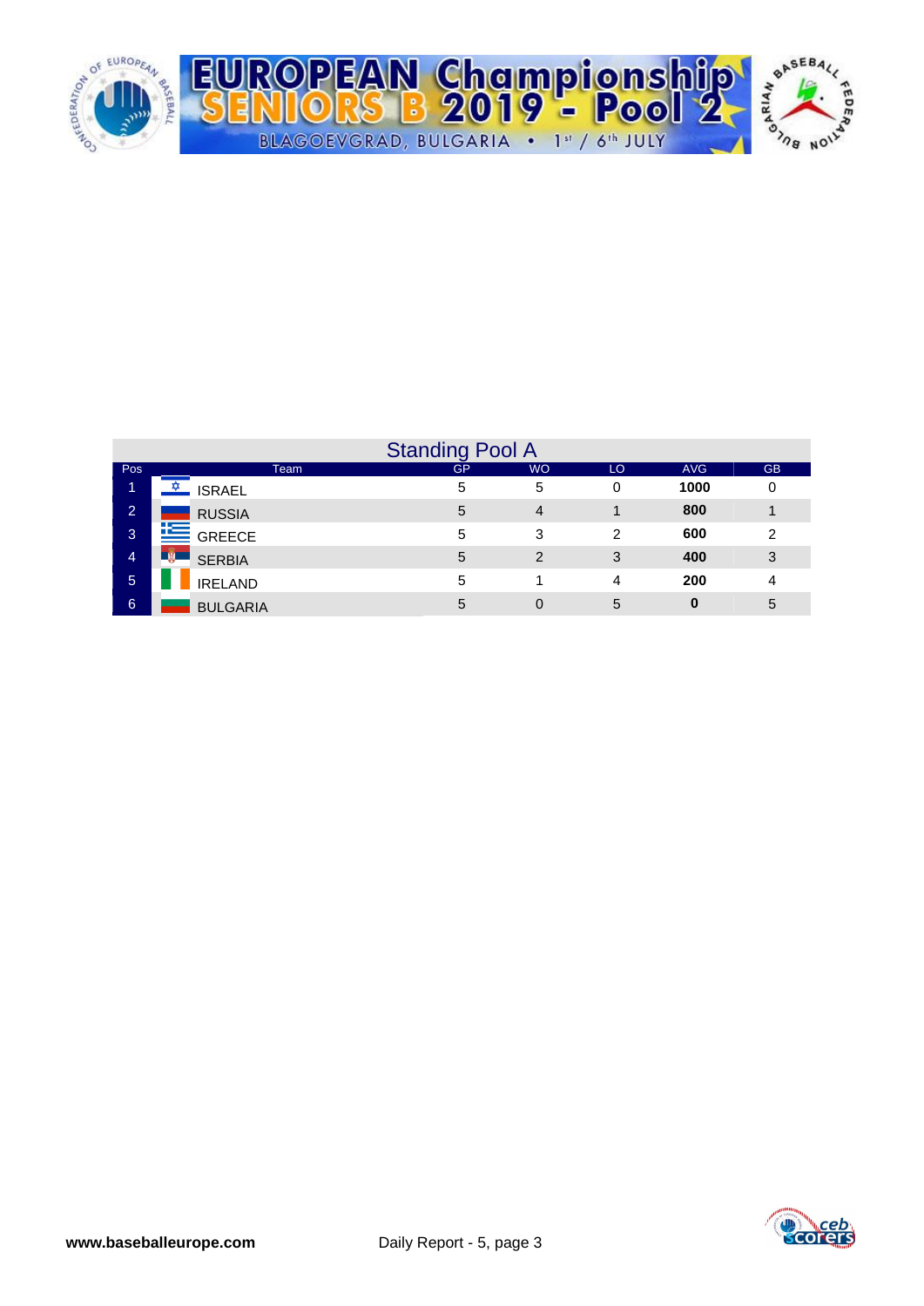## Standing Pool A

| Pos | Team | GP | WO | LO | AVG | GB |
|---|---|---|---|---|---|---|
| 1 | ISRAEL | 5 | 5 | 0 | **1000** | 0 |
| 2 | RUSSIA | 5 | 4 | 1 | **800** | 1 |
| 3 | GREECE | 5 | 3 | 2 | **600** | 2 |
| 4 | SERBIA | 5 | 2 | 3 | **400** | 3 |
| 5 | IRELAND | 5 | 1 | 4 | **200** | 4 |
| 6 | BULGARIA | 5 | 0 | 5 | **0** | 5 |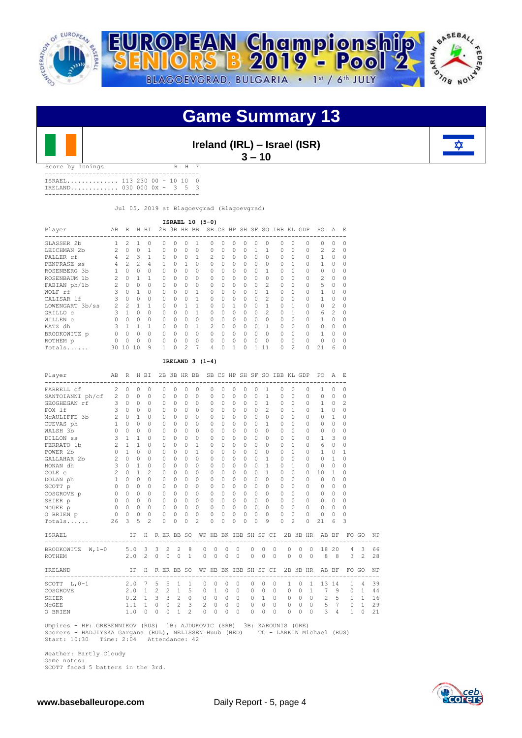# Game Summary 13

**Ireland (IRL) – Israel (ISR)**
**3 – 10**

Score by Innings

| | | R | H | E |
|---|---|---|---|---|
| ISRAEL | 113 230 00 | 10 | 10 | 0 |
| IRELAND | 030 000 0X | 3 | 5 | 3 |

Jul 05, 2019 at Blagoevgrad (Blagoevgrad)

**ISRAEL 10 (5-0)**

| Player | AB | R | H | BI | 2B | 3B | HR | BB | SB | CS | HP | SH | SF | SO | IBB | KL | GDP | PO | A | E |
|---|---|---|---|---|---|---|---|---|---|---|---|---|---|---|---|---|---|---|---|---|
| GLASSER 2b | 1 | 2 | 1 | 0 | 0 | 0 | 0 | 1 | 0 | 0 | 0 | 0 | 0 | 0 | 0 | 0 | 0 | 0 | 0 | 0 |
| LEICHMAN 2b | 2 | 0 | 0 | 1 | 0 | 0 | 0 | 0 | 0 | 0 | 0 | 0 | 1 | 1 | 0 | 0 | 0 | 2 | 2 | 0 |
| PALLER cf | 4 | 2 | 3 | 1 | 0 | 0 | 0 | 1 | 2 | 0 | 0 | 0 | 0 | 0 | 0 | 0 | 0 | 1 | 0 | 0 |
| PENPRASE ss | 4 | 2 | 2 | 4 | 1 | 0 | 1 | 0 | 0 | 0 | 0 | 0 | 0 | 0 | 0 | 0 | 0 | 1 | 0 | 0 |
| ROSENBERG 3b | 1 | 0 | 0 | 0 | 0 | 0 | 0 | 0 | 0 | 0 | 0 | 0 | 0 | 1 | 0 | 0 | 0 | 0 | 0 | 0 |
| ROSENBAUM 1b | 2 | 0 | 1 | 1 | 0 | 0 | 0 | 0 | 0 | 0 | 0 | 0 | 0 | 0 | 0 | 0 | 0 | 2 | 0 | 0 |
| FABIAN ph/1b | 2 | 0 | 0 | 0 | 0 | 0 | 0 | 0 | 0 | 0 | 0 | 0 | 0 | 2 | 0 | 0 | 0 | 5 | 0 | 0 |
| WOLF rf | 3 | 0 | 1 | 0 | 0 | 0 | 0 | 1 | 0 | 0 | 0 | 0 | 0 | 1 | 0 | 0 | 0 | 1 | 0 | 0 |
| CALISAR lf | 3 | 0 | 0 | 0 | 0 | 0 | 0 | 1 | 0 | 0 | 0 | 0 | 0 | 2 | 0 | 0 | 0 | 1 | 0 | 0 |
| LOWENGART 3b/ss | 2 | 2 | 1 | 1 | 0 | 0 | 1 | 1 | 0 | 0 | 1 | 0 | 0 | 1 | 0 | 1 | 0 | 0 | 2 | 0 |
| GRILLO c | 3 | 1 | 0 | 0 | 0 | 0 | 0 | 1 | 0 | 0 | 0 | 0 | 0 | 2 | 0 | 1 | 0 | 6 | 2 | 0 |
| WILLEN c | 0 | 0 | 0 | 0 | 0 | 0 | 0 | 0 | 0 | 0 | 0 | 0 | 0 | 0 | 0 | 0 | 0 | 1 | 0 | 0 |
| KATZ dh | 3 | 1 | 1 | 1 | 0 | 0 | 0 | 1 | 2 | 0 | 0 | 0 | 0 | 1 | 0 | 0 | 0 | 0 | 0 | 0 |
| BRODKOWITZ p | 0 | 0 | 0 | 0 | 0 | 0 | 0 | 0 | 0 | 0 | 0 | 0 | 0 | 0 | 0 | 0 | 0 | 1 | 0 | 0 |
| ROTHEM p | 0 | 0 | 0 | 0 | 0 | 0 | 0 | 0 | 0 | 0 | 0 | 0 | 0 | 0 | 0 | 0 | 0 | 0 | 0 | 0 |
| Totals...... | 30 | 10 | 10 | 9 | 1 | 0 | 2 | 7 | 4 | 0 | 1 | 0 | 1 | 11 | 0 | 2 | 0 | 21 | 6 | 0 |

**IRELAND 3 (1-4)**

| Player | AB | R | H | BI | 2B | 3B | HR | BB | SB | CS | HP | SH | SF | SO | IBB | KL | GDP | PO | A | E |
|---|---|---|---|---|---|---|---|---|---|---|---|---|---|---|---|---|---|---|---|---|
| FARRELL cf | 2 | 0 | 0 | 0 | 0 | 0 | 0 | 0 | 0 | 0 | 0 | 0 | 0 | 1 | 0 | 0 | 0 | 1 | 0 | 0 |
| SANTOIANNI ph/cf | 2 | 0 | 0 | 0 | 0 | 0 | 0 | 0 | 0 | 0 | 0 | 0 | 0 | 1 | 0 | 0 | 0 | 0 | 0 | 0 |
| GEOGHEGAN rf | 3 | 0 | 0 | 0 | 0 | 0 | 0 | 0 | 0 | 0 | 0 | 0 | 0 | 1 | 0 | 0 | 0 | 1 | 0 | 2 |
| FOX lf | 3 | 0 | 0 | 0 | 0 | 0 | 0 | 0 | 0 | 0 | 0 | 0 | 0 | 2 | 0 | 1 | 0 | 1 | 0 | 0 |
| McAULIFFE 3b | 2 | 0 | 1 | 0 | 0 | 0 | 0 | 0 | 0 | 0 | 0 | 0 | 0 | 0 | 0 | 0 | 0 | 0 | 1 | 0 |
| CUEVAS ph | 1 | 0 | 0 | 0 | 0 | 0 | 0 | 0 | 0 | 0 | 0 | 0 | 0 | 1 | 0 | 0 | 0 | 0 | 0 | 0 |
| WALSH 3b | 0 | 0 | 0 | 0 | 0 | 0 | 0 | 0 | 0 | 0 | 0 | 0 | 0 | 0 | 0 | 0 | 0 | 0 | 0 | 0 |
| DILLON ss | 3 | 1 | 1 | 0 | 0 | 0 | 0 | 0 | 0 | 0 | 0 | 0 | 0 | 0 | 0 | 0 | 0 | 1 | 3 | 0 |
| FERRATO 1b | 2 | 1 | 1 | 0 | 0 | 0 | 0 | 1 | 0 | 0 | 0 | 0 | 0 | 0 | 0 | 0 | 0 | 6 | 0 | 0 |
| POWER 2b | 0 | 1 | 0 | 0 | 0 | 0 | 0 | 1 | 0 | 0 | 0 | 0 | 0 | 0 | 0 | 0 | 0 | 1 | 0 | 1 |
| GALLAHAR 2b | 2 | 0 | 0 | 0 | 0 | 0 | 0 | 0 | 0 | 0 | 0 | 0 | 0 | 1 | 0 | 0 | 0 | 0 | 1 | 0 |
| HONAN dh | 3 | 0 | 1 | 0 | 0 | 0 | 0 | 0 | 0 | 0 | 0 | 0 | 0 | 1 | 0 | 1 | 0 | 0 | 0 | 0 |
| COLE c | 2 | 0 | 1 | 2 | 0 | 0 | 0 | 0 | 0 | 0 | 0 | 0 | 0 | 1 | 0 | 0 | 0 | 10 | 1 | 0 |
| DOLAN ph | 1 | 0 | 0 | 0 | 0 | 0 | 0 | 0 | 0 | 0 | 0 | 0 | 0 | 0 | 0 | 0 | 0 | 0 | 0 | 0 |
| SCOTT p | 0 | 0 | 0 | 0 | 0 | 0 | 0 | 0 | 0 | 0 | 0 | 0 | 0 | 0 | 0 | 0 | 0 | 0 | 0 | 0 |
| COSGROVE p | 0 | 0 | 0 | 0 | 0 | 0 | 0 | 0 | 0 | 0 | 0 | 0 | 0 | 0 | 0 | 0 | 0 | 0 | 0 | 0 |
| SHIER p | 0 | 0 | 0 | 0 | 0 | 0 | 0 | 0 | 0 | 0 | 0 | 0 | 0 | 0 | 0 | 0 | 0 | 0 | 0 | 0 |
| McGEE p | 0 | 0 | 0 | 0 | 0 | 0 | 0 | 0 | 0 | 0 | 0 | 0 | 0 | 0 | 0 | 0 | 0 | 0 | 0 | 0 |
| O BRIEN p | 0 | 0 | 0 | 0 | 0 | 0 | 0 | 0 | 0 | 0 | 0 | 0 | 0 | 0 | 0 | 0 | 0 | 0 | 0 | 0 |
| Totals...... | 26 | 3 | 5 | 2 | 0 | 0 | 0 | 2 | 0 | 0 | 0 | 0 | 0 | 9 | 0 | 2 | 0 | 21 | 6 | 3 |

| ISRAEL | IP | H | R | ER | BB | SO | WP | HB | BK | IBB | SH | SF | CI | 2B | 3B | HR | AB | BF | FO | GO | NP |
|---|---|---|---|---|---|---|---|---|---|---|---|---|---|---|---|---|---|---|---|---|---|
| BRODKOWITZ W,1-0 | 5.0 | 3 | 3 | 2 | 2 | 8 | 0 | 0 | 0 | 0 | 0 | 0 | 0 | 0 | 0 | 0 | 18 | 20 | 4 | 3 | 66 |
| ROTHEM | 2.0 | 2 | 0 | 0 | 0 | 1 | 0 | 0 | 0 | 0 | 0 | 0 | 0 | 0 | 0 | 0 | 8 | 8 | 3 | 2 | 28 |

| IRELAND | IP | H | R | ER | BB | SO | WP | HB | BK | IBB | SH | SF | CI | 2B | 3B | HR | AB | BF | FO | GO | NP |
|---|---|---|---|---|---|---|---|---|---|---|---|---|---|---|---|---|---|---|---|---|---|
| SCOTT L,0-1 | 2.0 | 7 | 5 | 5 | 1 | 1 | 0 | 0 | 0 | 0 | 0 | 0 | 0 | 1 | 0 | 1 | 13 | 14 | 1 | 4 | 39 |
| COSGROVE | 2.0 | 1 | 2 | 2 | 1 | 5 | 0 | 1 | 0 | 0 | 0 | 0 | 0 | 0 | 0 | 1 | 7 | 9 | 0 | 1 | 44 |
| SHIER | 0.2 | 1 | 3 | 3 | 2 | 0 | 0 | 0 | 0 | 0 | 0 | 1 | 0 | 0 | 0 | 0 | 2 | 5 | 1 | 1 | 16 |
| McGEE | 1.1 | 1 | 0 | 0 | 2 | 3 | 2 | 0 | 0 | 0 | 0 | 0 | 0 | 0 | 0 | 0 | 5 | 7 | 0 | 1 | 29 |
| O BRIEN | 1.0 | 0 | 0 | 0 | 1 | 2 | 0 | 0 | 0 | 0 | 0 | 0 | 0 | 0 | 0 | 0 | 3 | 4 | 1 | 0 | 21 |

Umpires - HP: GREBENNIKOV (RUS) 1B: AJDUKOVIC (SRB) 3B: KAROUNIS (GRE)
Scorers - HADJIYSKA Gargana (BUL), NELISSEN Huub (NED) TC - LARKIN Michael (RUS)
Start: 10:30 Time: 2:04 Attendance: 42

Weather: Partly Cloudy
Game notes:
SCOTT faced 5 batters in the 3rd.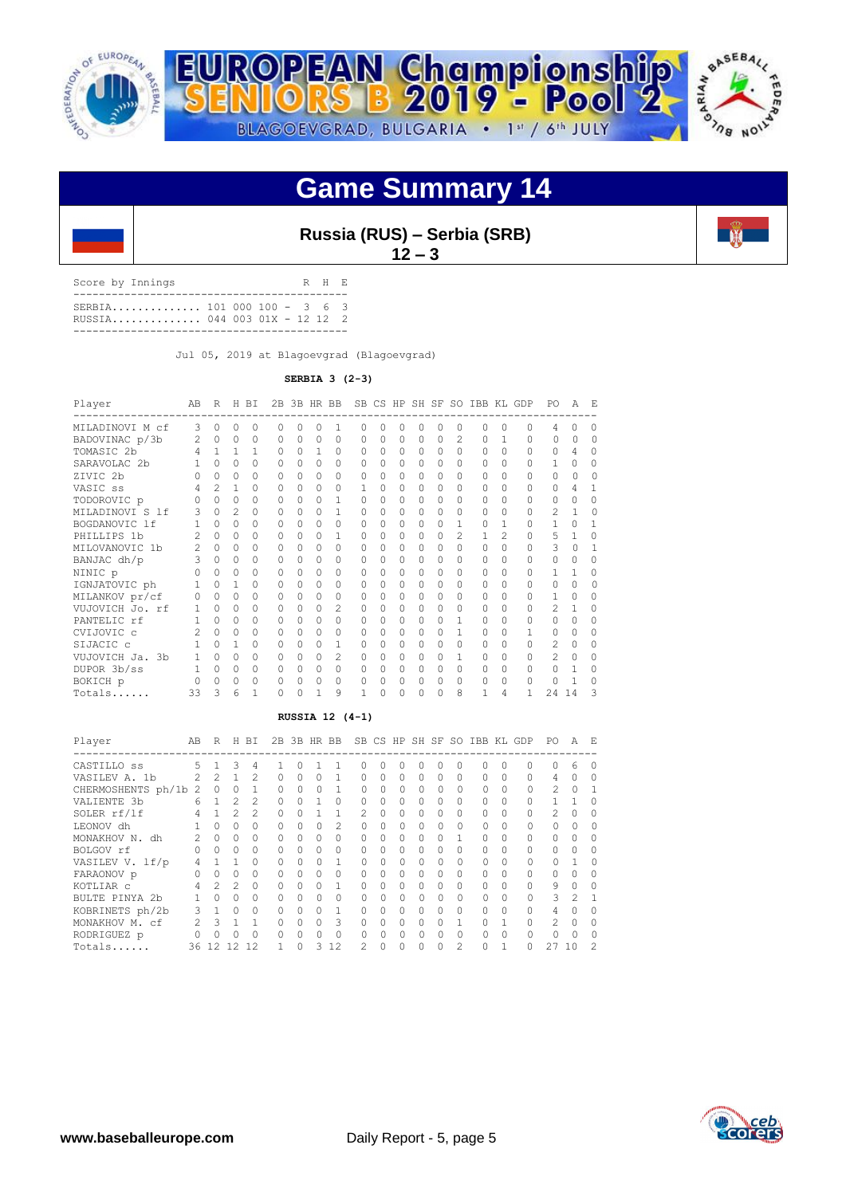# Game Summary 14

**Russia (RUS) – Serbia (SRB)**
**12 – 3**

| Score by Innings | | R | H | E |
|---|---|---|---|---|
| SERBIA | 101 000 100 | 3 | 6 | 3 |
| RUSSIA | 044 003 01X | 12 | 12 | 2 |

Jul 05, 2019 at Blagoevgrad (Blagoevgrad)

**SERBIA 3 (2-3)**

| Player | AB | R | H | BI | 2B | 3B | HR | BB | SB | CS | HP | SH | SF | SO | IBB | KL | GDP | PO | A | E |
|---|---|---|---|---|---|---|---|---|---|---|---|---|---|---|---|---|---|---|---|---|
| MILADINOVI M cf | 3 | 0 | 0 | 0 | 0 | 0 | 0 | 1 | 0 | 0 | 0 | 0 | 0 | 0 | 0 | 0 | 0 | 4 | 0 | 0 |
| BADOVINAC p/3b | 2 | 0 | 0 | 0 | 0 | 0 | 0 | 0 | 0 | 0 | 0 | 0 | 0 | 2 | 0 | 1 | 0 | 0 | 0 | 0 |
| TOMASIC 2b | 4 | 1 | 1 | 1 | 0 | 0 | 1 | 0 | 0 | 0 | 0 | 0 | 0 | 0 | 0 | 0 | 0 | 0 | 4 | 0 |
| SARAVOLAC 2b | 1 | 0 | 0 | 0 | 0 | 0 | 0 | 0 | 0 | 0 | 0 | 0 | 0 | 0 | 0 | 0 | 0 | 1 | 0 | 0 |
| ZIVIC 2b | 0 | 0 | 0 | 0 | 0 | 0 | 0 | 0 | 0 | 0 | 0 | 0 | 0 | 0 | 0 | 0 | 0 | 0 | 0 | 0 |
| VASIC ss | 4 | 2 | 1 | 0 | 0 | 0 | 0 | 0 | 1 | 0 | 0 | 0 | 0 | 0 | 0 | 0 | 0 | 0 | 4 | 1 |
| TODOROVIC p | 0 | 0 | 0 | 0 | 0 | 0 | 0 | 1 | 0 | 0 | 0 | 0 | 0 | 0 | 0 | 0 | 0 | 0 | 0 | 0 |
| MILADINOVI S lf | 3 | 0 | 2 | 0 | 0 | 0 | 0 | 1 | 0 | 0 | 0 | 0 | 0 | 0 | 0 | 0 | 0 | 2 | 1 | 0 |
| BOGDANOVIC lf | 1 | 0 | 0 | 0 | 0 | 0 | 0 | 0 | 0 | 0 | 0 | 0 | 0 | 1 | 0 | 1 | 0 | 1 | 0 | 1 |
| PHILLIPS 1b | 2 | 0 | 0 | 0 | 0 | 0 | 0 | 1 | 0 | 0 | 0 | 0 | 0 | 2 | 1 | 2 | 0 | 5 | 1 | 0 |
| MILOVANOVIC 1b | 2 | 0 | 0 | 0 | 0 | 0 | 0 | 0 | 0 | 0 | 0 | 0 | 0 | 0 | 0 | 0 | 0 | 3 | 0 | 1 |
| BANJAC dh/p | 3 | 0 | 0 | 0 | 0 | 0 | 0 | 0 | 0 | 0 | 0 | 0 | 0 | 0 | 0 | 0 | 0 | 0 | 0 | 0 |
| NINIC p | 0 | 0 | 0 | 0 | 0 | 0 | 0 | 0 | 0 | 0 | 0 | 0 | 0 | 0 | 0 | 0 | 0 | 1 | 1 | 0 |
| IGNJATOVIC ph | 1 | 0 | 1 | 0 | 0 | 0 | 0 | 0 | 0 | 0 | 0 | 0 | 0 | 0 | 0 | 0 | 0 | 0 | 0 | 0 |
| MILANKOV pr/cf | 0 | 0 | 0 | 0 | 0 | 0 | 0 | 0 | 0 | 0 | 0 | 0 | 0 | 0 | 0 | 0 | 0 | 1 | 0 | 0 |
| VUJOVICH Jo. rf | 1 | 0 | 0 | 0 | 0 | 0 | 0 | 2 | 0 | 0 | 0 | 0 | 0 | 0 | 0 | 0 | 0 | 2 | 1 | 0 |
| PANTELIC rf | 1 | 0 | 0 | 0 | 0 | 0 | 0 | 0 | 0 | 0 | 0 | 0 | 0 | 1 | 0 | 0 | 0 | 0 | 0 | 0 |
| CVIJOVIC c | 2 | 0 | 0 | 0 | 0 | 0 | 0 | 0 | 0 | 0 | 0 | 0 | 0 | 1 | 0 | 0 | 1 | 0 | 0 | 0 |
| SIJACIC c | 1 | 0 | 1 | 0 | 0 | 0 | 0 | 1 | 0 | 0 | 0 | 0 | 0 | 0 | 0 | 0 | 0 | 2 | 0 | 0 |
| VUJOVICH Ja. 3b | 1 | 0 | 0 | 0 | 0 | 0 | 0 | 2 | 0 | 0 | 0 | 0 | 0 | 1 | 0 | 0 | 0 | 2 | 0 | 0 |
| DUPOR 3b/ss | 1 | 0 | 0 | 0 | 0 | 0 | 0 | 0 | 0 | 0 | 0 | 0 | 0 | 0 | 0 | 0 | 0 | 0 | 1 | 0 |
| BOKICH p | 0 | 0 | 0 | 0 | 0 | 0 | 0 | 0 | 0 | 0 | 0 | 0 | 0 | 0 | 0 | 0 | 0 | 0 | 1 | 0 |
| Totals...... | 33 | 3 | 6 | 1 | 0 | 0 | 1 | 9 | 1 | 0 | 0 | 0 | 0 | 8 | 1 | 4 | 1 | 24 | 14 | 3 |

**RUSSIA 12 (4-1)**

| Player | AB | R | H | BI | 2B | 3B | HR | BB | SB | CS | HP | SH | SF | SO | IBB | KL | GDP | PO | A | E |
|---|---|---|---|---|---|---|---|---|---|---|---|---|---|---|---|---|---|---|---|---|
| CASTILLO ss | 5 | 1 | 3 | 4 | 1 | 0 | 1 | 1 | 0 | 0 | 0 | 0 | 0 | 0 | 0 | 0 | 0 | 0 | 6 | 0 |
| VASILEV A. 1b | 2 | 2 | 1 | 2 | 0 | 0 | 0 | 1 | 0 | 0 | 0 | 0 | 0 | 0 | 0 | 0 | 0 | 4 | 0 | 0 |
| CHERMOSHENTS ph/1b | 2 | 0 | 0 | 1 | 0 | 0 | 0 | 1 | 0 | 0 | 0 | 0 | 0 | 0 | 0 | 0 | 0 | 2 | 0 | 1 |
| VALIENTE 3b | 6 | 1 | 2 | 2 | 0 | 0 | 1 | 0 | 0 | 0 | 0 | 0 | 0 | 0 | 0 | 0 | 0 | 1 | 1 | 0 |
| SOLER rf/lf | 4 | 1 | 2 | 2 | 0 | 0 | 1 | 1 | 2 | 0 | 0 | 0 | 0 | 0 | 0 | 0 | 0 | 2 | 0 | 0 |
| LEONOV dh | 1 | 0 | 0 | 0 | 0 | 0 | 0 | 2 | 0 | 0 | 0 | 0 | 0 | 0 | 0 | 0 | 0 | 0 | 0 | 0 |
| MONAKHOV N. dh | 2 | 0 | 0 | 0 | 0 | 0 | 0 | 0 | 0 | 0 | 0 | 0 | 0 | 1 | 0 | 0 | 0 | 0 | 0 | 0 |
| BOLGOV rf | 0 | 0 | 0 | 0 | 0 | 0 | 0 | 0 | 0 | 0 | 0 | 0 | 0 | 0 | 0 | 0 | 0 | 0 | 0 | 0 |
| VASILEV V. lf/p | 4 | 1 | 1 | 0 | 0 | 0 | 0 | 1 | 0 | 0 | 0 | 0 | 0 | 0 | 0 | 0 | 0 | 0 | 1 | 0 |
| FARAONOV p | 0 | 0 | 0 | 0 | 0 | 0 | 0 | 0 | 0 | 0 | 0 | 0 | 0 | 0 | 0 | 0 | 0 | 0 | 0 | 0 |
| KOTLIAR c | 4 | 2 | 2 | 0 | 0 | 0 | 0 | 1 | 0 | 0 | 0 | 0 | 0 | 0 | 0 | 0 | 0 | 9 | 0 | 0 |
| BULTE PINYA 2b | 1 | 0 | 0 | 0 | 0 | 0 | 0 | 0 | 0 | 0 | 0 | 0 | 0 | 0 | 0 | 0 | 0 | 3 | 2 | 1 |
| KOBRINETS ph/2b | 3 | 1 | 0 | 0 | 0 | 0 | 0 | 1 | 0 | 0 | 0 | 0 | 0 | 0 | 0 | 0 | 0 | 4 | 0 | 0 |
| MONAKHOV M. cf | 2 | 3 | 1 | 1 | 0 | 0 | 0 | 3 | 0 | 0 | 0 | 0 | 0 | 1 | 0 | 1 | 0 | 2 | 0 | 0 |
| RODRIGUEZ p | 0 | 0 | 0 | 0 | 0 | 0 | 0 | 0 | 0 | 0 | 0 | 0 | 0 | 0 | 0 | 0 | 0 | 0 | 0 | 0 |
| Totals...... | 36 | 12 | 12 | 12 | 1 | 0 | 3 | 12 | 2 | 0 | 0 | 0 | 0 | 2 | 0 | 1 | 0 | 27 | 10 | 2 |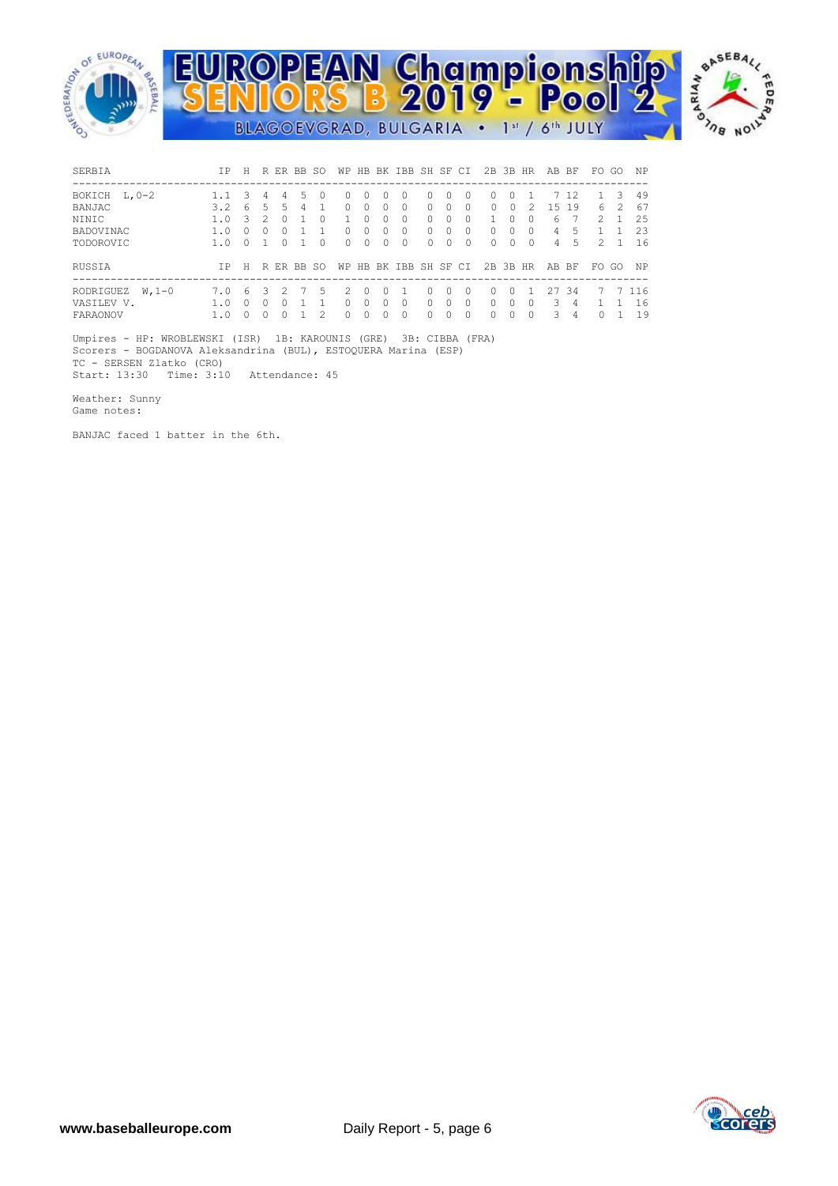| SERBIA | IP | H | R | ER | BB | SO | WP | HB | BK | IBB | SH | SF | CI | 2B | 3B | HR | AB | BF | FO | GO | NP |
|---|---|---|---|---|---|---|---|---|---|---|---|---|---|---|---|---|---|---|---|---|---|
| BOKICH L,0-2 | 1.1 | 3 | 4 | 4 | 5 | 0 | 0 | 0 | 0 | 0 | 0 | 0 | 0 | 0 | 0 | 1 | 7 | 12 | 1 | 3 | 49 |
| BANJAC | 3.2 | 6 | 5 | 5 | 4 | 1 | 0 | 0 | 0 | 0 | 0 | 0 | 0 | 0 | 0 | 2 | 15 | 19 | 6 | 2 | 67 |
| NINIC | 1.0 | 3 | 2 | 0 | 1 | 0 | 1 | 0 | 0 | 0 | 0 | 0 | 0 | 1 | 0 | 0 | 6 | 7 | 2 | 1 | 25 |
| BADOVINAC | 1.0 | 0 | 0 | 0 | 1 | 1 | 0 | 0 | 0 | 0 | 0 | 0 | 0 | 0 | 0 | 0 | 4 | 5 | 1 | 1 | 23 |
| TODOROVIC | 1.0 | 0 | 1 | 0 | 1 | 0 | 0 | 0 | 0 | 0 | 0 | 0 | 0 | 0 | 0 | 0 | 4 | 5 | 2 | 1 | 16 |

| RUSSIA | IP | H | R | ER | BB | SO | WP | HB | BK | IBB | SH | SF | CI | 2B | 3B | HR | AB | BF | FO | GO | NP |
|---|---|---|---|---|---|---|---|---|---|---|---|---|---|---|---|---|---|---|---|---|---|
| RODRIGUEZ W,1-0 | 7.0 | 6 | 3 | 2 | 7 | 5 | 2 | 0 | 0 | 1 | 0 | 0 | 0 | 0 | 0 | 1 | 27 | 34 | 7 | 7 | 116 |
| VASILEV V. | 1.0 | 0 | 0 | 0 | 1 | 1 | 0 | 0 | 0 | 0 | 0 | 0 | 0 | 0 | 0 | 0 | 3 | 4 | 1 | 1 | 16 |
| FARAONOV | 1.0 | 0 | 0 | 0 | 1 | 2 | 0 | 0 | 0 | 0 | 0 | 0 | 0 | 0 | 0 | 0 | 3 | 4 | 0 | 1 | 19 |

Umpires - HP: WROBLEWSKI (ISR) 1B: KAROUNIS (GRE) 3B: CIBBA (FRA)
Scorers - BOGDANOVA Aleksandrina (BUL), ESTOQUERA Marina (ESP)
TC - SERSEN Zlatko (CRO)
Start: 13:30 Time: 3:10 Attendance: 45

Weather: Sunny
Game notes:

BANJAC faced 1 batter in the 6th.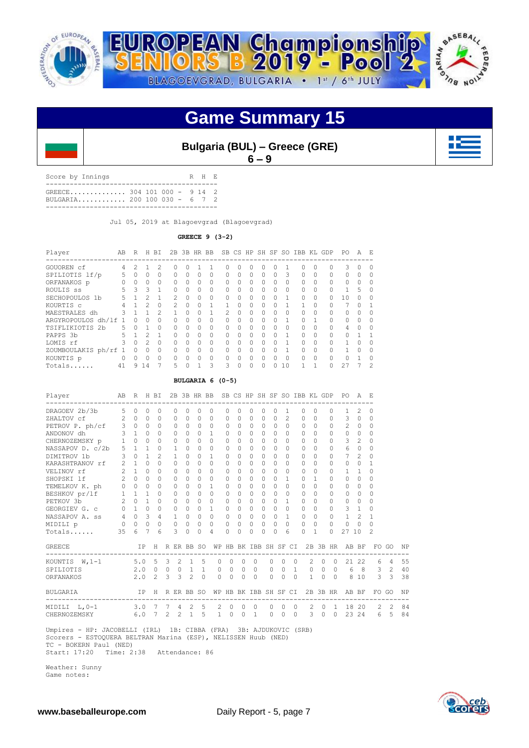# EUROPEAN Championship SENIORS B 2019 - Pool 2

BLAGOEVGRAD, BULGARIA • 1st / 6th JULY

# Game Summary 15

## Bulgaria (BUL) – Greece (GRE)

**6 – 9**

| Score by Innings | | R | H | E |
|---|---|---|---|---|
| GREECE | 304 101 000 | 9 | 14 | 2 |
| BULGARIA | 200 100 030 | 6 | 7 | 2 |

Jul 05, 2019 at Blagoevgrad (Blagoevgrad)

**GREECE 9 (3-2)**

| Player | AB | R | H | BI | 2B | 3B | HR | BB | SB | CS | HP | SH | SF | SO | IBB | KL | GDP | PO | A | E |
|---|---|---|---|---|---|---|---|---|---|---|---|---|---|---|---|---|---|---|---|---|
| GOUOREN cf | 4 | 2 | 1 | 2 | 0 | 0 | 1 | 1 | 0 | 0 | 0 | 0 | 0 | 1 | 0 | 0 | 0 | 3 | 0 | 0 |
| SPILIOTIS lf/p | 5 | 0 | 0 | 0 | 0 | 0 | 0 | 0 | 0 | 0 | 0 | 0 | 0 | 3 | 0 | 0 | 0 | 0 | 0 | 0 |
| ORFANAKOS p | 0 | 0 | 0 | 0 | 0 | 0 | 0 | 0 | 0 | 0 | 0 | 0 | 0 | 0 | 0 | 0 | 0 | 0 | 0 | 0 |
| ROULIS ss | 5 | 3 | 3 | 1 | 0 | 0 | 0 | 0 | 0 | 0 | 0 | 0 | 0 | 0 | 0 | 0 | 0 | 1 | 5 | 0 |
| SECHOPOULOS 1b | 5 | 1 | 2 | 1 | 2 | 0 | 0 | 0 | 0 | 0 | 0 | 0 | 0 | 1 | 0 | 0 | 0 | 10 | 0 | 0 |
| KOURTIS c | 4 | 1 | 2 | 0 | 2 | 0 | 0 | 1 | 1 | 0 | 0 | 0 | 0 | 1 | 1 | 0 | 0 | 7 | 0 | 1 |
| MAESTRALES dh | 3 | 1 | 1 | 2 | 1 | 0 | 0 | 1 | 2 | 0 | 0 | 0 | 0 | 0 | 0 | 0 | 0 | 0 | 0 | 0 |
| ARGYROPOULOS dh/lf | 1 | 0 | 0 | 0 | 0 | 0 | 0 | 0 | 0 | 0 | 0 | 0 | 0 | 1 | 0 | 1 | 0 | 0 | 0 | 0 |
| TSIFLIKIOTIS 2b | 5 | 0 | 1 | 0 | 0 | 0 | 0 | 0 | 0 | 0 | 0 | 0 | 0 | 0 | 0 | 0 | 0 | 4 | 0 | 0 |
| PAPPS 3b | 5 | 1 | 2 | 1 | 0 | 0 | 0 | 0 | 0 | 0 | 0 | 0 | 0 | 1 | 0 | 0 | 0 | 0 | 1 | 1 |
| LOMIS rf | 3 | 0 | 2 | 0 | 0 | 0 | 0 | 0 | 0 | 0 | 0 | 0 | 0 | 1 | 0 | 0 | 0 | 1 | 0 | 0 |
| ZOUMBOULAKIS ph/rf | 1 | 0 | 0 | 0 | 0 | 0 | 0 | 0 | 0 | 0 | 0 | 0 | 0 | 1 | 0 | 0 | 0 | 1 | 0 | 0 |
| KOUNTIS p | 0 | 0 | 0 | 0 | 0 | 0 | 0 | 0 | 0 | 0 | 0 | 0 | 0 | 0 | 0 | 0 | 0 | 0 | 1 | 0 |
| Totals...... | 41 | 9 | 14 | 7 | 5 | 0 | 1 | 3 | 3 | 0 | 0 | 0 | 0 | 10 | 1 | 1 | 0 | 27 | 7 | 2 |

**BULGARIA 6 (0-5)**

| Player | AB | R | H | BI | 2B | 3B | HR | BB | SB | CS | HP | SH | SF | SO | IBB | KL | GDP | PO | A | E |
|---|---|---|---|---|---|---|---|---|---|---|---|---|---|---|---|---|---|---|---|---|
| DRAGOEV 2b/3b | 5 | 0 | 0 | 0 | 0 | 0 | 0 | 0 | 0 | 0 | 0 | 0 | 0 | 1 | 0 | 0 | 0 | 1 | 2 | 0 |
| ZHALTOV cf | 2 | 0 | 0 | 0 | 0 | 0 | 0 | 0 | 0 | 0 | 0 | 0 | 0 | 2 | 0 | 0 | 0 | 3 | 0 | 0 |
| PETROV P. ph/cf | 3 | 0 | 0 | 0 | 0 | 0 | 0 | 0 | 0 | 0 | 0 | 0 | 0 | 0 | 0 | 0 | 0 | 2 | 0 | 0 |
| ANDONOV dh | 3 | 1 | 0 | 0 | 0 | 0 | 0 | 1 | 0 | 0 | 0 | 0 | 0 | 0 | 0 | 0 | 0 | 0 | 0 | 0 |
| CHERNOZEMSKY p | 1 | 0 | 0 | 0 | 0 | 0 | 0 | 0 | 0 | 0 | 0 | 0 | 0 | 0 | 0 | 0 | 0 | 3 | 2 | 0 |
| NASSAPOV D. c/2b | 5 | 1 | 1 | 0 | 1 | 0 | 0 | 0 | 0 | 0 | 0 | 0 | 0 | 0 | 0 | 0 | 0 | 6 | 0 | 0 |
| DIMITROV 1b | 3 | 0 | 1 | 2 | 1 | 0 | 0 | 1 | 0 | 0 | 0 | 0 | 0 | 0 | 0 | 0 | 0 | 7 | 2 | 0 |
| KARASHTRANOV rf | 2 | 1 | 0 | 0 | 0 | 0 | 0 | 0 | 0 | 0 | 0 | 0 | 0 | 0 | 0 | 0 | 0 | 0 | 0 | 1 |
| VELINOV rf | 2 | 1 | 0 | 0 | 0 | 0 | 0 | 0 | 0 | 0 | 0 | 0 | 0 | 0 | 0 | 0 | 0 | 1 | 1 | 0 |
| SHOPSKI lf | 2 | 0 | 0 | 0 | 0 | 0 | 0 | 0 | 0 | 0 | 0 | 0 | 0 | 1 | 0 | 1 | 0 | 0 | 0 | 0 |
| TEMELKOV K. ph | 0 | 0 | 0 | 0 | 0 | 0 | 0 | 1 | 0 | 0 | 0 | 0 | 0 | 0 | 0 | 0 | 0 | 0 | 0 | 0 |
| BESHKOV pr/lf | 1 | 1 | 1 | 0 | 0 | 0 | 0 | 0 | 0 | 0 | 0 | 0 | 0 | 0 | 0 | 0 | 0 | 0 | 0 | 0 |
| PETKOV 3b | 2 | 0 | 1 | 0 | 0 | 0 | 0 | 0 | 0 | 0 | 0 | 0 | 0 | 1 | 0 | 0 | 0 | 0 | 0 | 0 |
| GEORGIEV G. c | 0 | 1 | 0 | 0 | 0 | 0 | 0 | 1 | 0 | 0 | 0 | 0 | 0 | 0 | 0 | 0 | 0 | 3 | 1 | 0 |
| NASSAPOV A. ss | 4 | 0 | 3 | 4 | 1 | 0 | 0 | 0 | 0 | 0 | 0 | 0 | 0 | 1 | 0 | 0 | 0 | 1 | 2 | 1 |
| MIDILI p | 0 | 0 | 0 | 0 | 0 | 0 | 0 | 0 | 0 | 0 | 0 | 0 | 0 | 0 | 0 | 0 | 0 | 0 | 0 | 0 |
| Totals...... | 35 | 6 | 7 | 6 | 3 | 0 | 0 | 4 | 0 | 0 | 0 | 0 | 0 | 6 | 0 | 1 | 0 | 27 | 10 | 2 |

| GREECE | IP | H | R | ER | BB | SO | WP | HB | BK | IBB | SH | SF | CI | 2B | 3B | HR | AB | BF | FO | GO | NP |
|---|---|---|---|---|---|---|---|---|---|---|---|---|---|---|---|---|---|---|---|---|---|
| KOUNTIS W,1-1 | 5.0 | 5 | 3 | 2 | 1 | 5 | 0 | 0 | 0 | 0 | 0 | 0 | 0 | 2 | 0 | 0 | 21 | 22 | 6 | 4 | 55 |
| SPILIOTIS | 2.0 | 0 | 0 | 0 | 1 | 1 | 0 | 0 | 0 | 0 | 0 | 0 | 1 | 0 | 0 | 0 | 6 | 8 | 3 | 2 | 40 |
| ORFANAKOS | 2.0 | 2 | 3 | 3 | 2 | 0 | 0 | 0 | 0 | 0 | 0 | 0 | 0 | 1 | 0 | 0 | 8 | 10 | 3 | 3 | 38 |

| BULGARIA | IP | H | R | ER | BB | SO | WP | HB | BK | IBB | SH | SF | CI | 2B | 3B | HR | AB | BF | FO | GO | NP |
|---|---|---|---|---|---|---|---|---|---|---|---|---|---|---|---|---|---|---|---|---|---|
| MIDILI L,0-1 | 3.0 | 7 | 7 | 4 | 2 | 5 | 2 | 0 | 0 | 0 | 0 | 0 | 0 | 2 | 0 | 1 | 18 | 20 | 2 | 2 | 84 |
| CHERNOZEMSKY | 6.0 | 7 | 2 | 2 | 1 | 5 | 1 | 0 | 0 | 1 | 0 | 0 | 0 | 3 | 0 | 0 | 23 | 24 | 6 | 5 | 84 |

Umpires - HP: JACOBELLI (IRL) 1B: CIBBA (FRA) 3B: AJDUKOVIC (SRB)
Scorers - ESTOQUERA BELTRAN Marina (ESP), NELISSEN Huub (NED)
TC - BOKERN Paul (NED)
Start: 17:20 Time: 2:38 Attendance: 86

Weather: Sunny
Game notes:

www.baseballeurope.com Daily Report - 5, page 7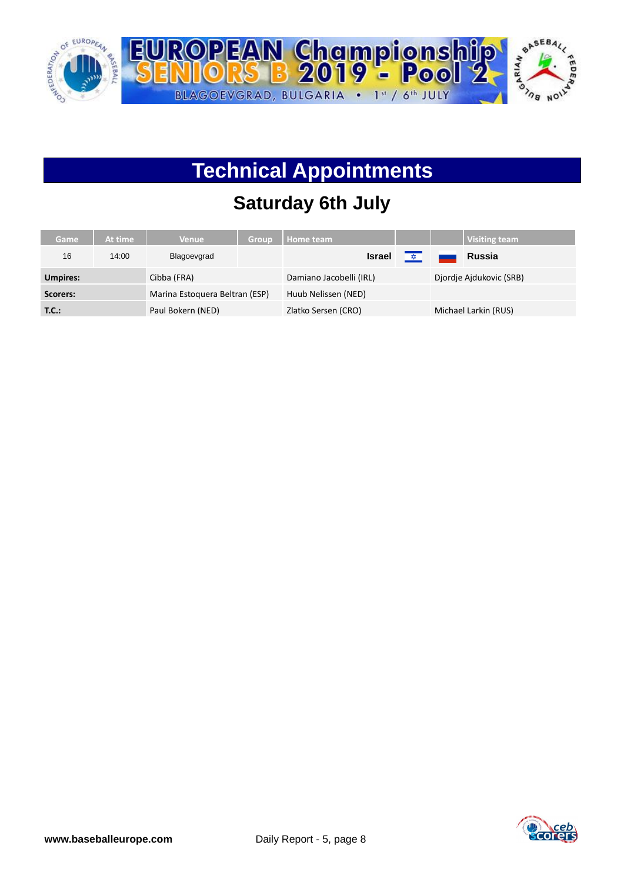# Technical Appointments

## Saturday 6th July

| Game | At time | Venue | Group | Home team | | | Visiting team |
|---|---|---|---|---|---|---|---|
| 16 | 14:00 | Blagoevgrad | | **Israel** | | | **Russia** |
| **Umpires:** | | Cibba (FRA) | | Damiano Jacobelli (IRL) | | Djordje Ajdukovic (SRB) | |
| **Scorers:** | | Marina Estoquera Beltran (ESP) | | Huub Nelissen (NED) | | | |
| **T.C.:** | | Paul Bokern (NED) | | Zlatko Sersen (CRO) | | Michael Larkin (RUS) | |

**www.baseballeurope.com** Daily Report - 5, page 8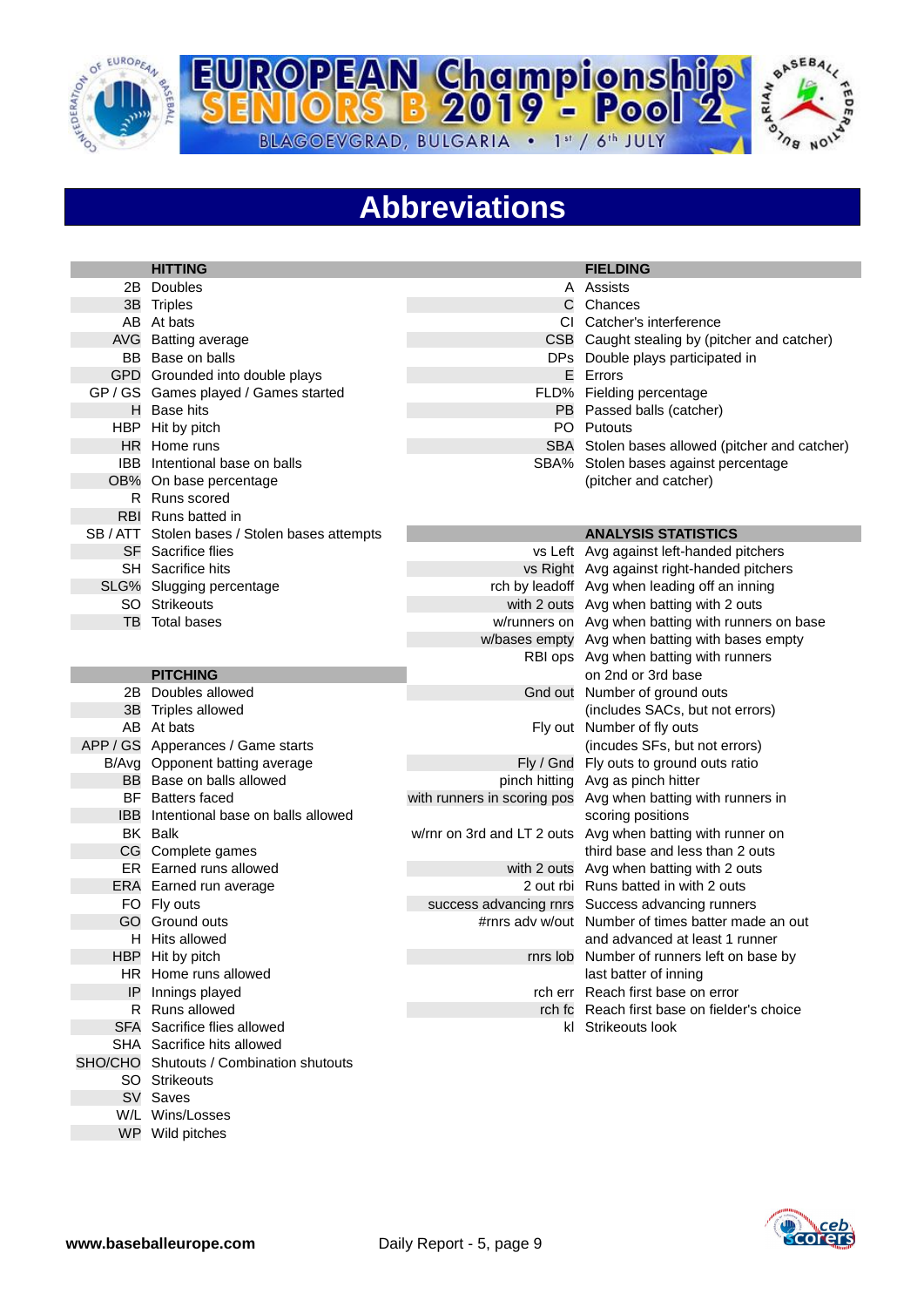# Abbreviations

| HITTING | |
|---|---|
| 2B | Doubles |
| 3B | Triples |
| AB | At bats |
| AVG | Batting average |
| BB | Base on balls |
| GPD | Grounded into double plays |
| GP / GS | Games played / Games started |
| H | Base hits |
| HBP | Hit by pitch |
| HR | Home runs |
| IBB | Intentional base on balls |
| OB% | On base percentage |
| R | Runs scored |
| RBI | Runs batted in |
| SB / ATT | Stolen bases / Stolen bases attempts |
| SF | Sacrifice flies |
| SH | Sacrifice hits |
| SLG% | Slugging percentage |
| SO | Strikeouts |
| TB | Total bases |

| PITCHING | |
|---|---|
| 2B | Doubles allowed |
| 3B | Triples allowed |
| AB | At bats |
| APP / GS | Apperances / Game starts |
| B/Avg | Opponent batting average |
| BB | Base on balls allowed |
| BF | Batters faced |
| IBB | Intentional base on balls allowed |
| BK | Balk |
| CG | Complete games |
| ER | Earned runs allowed |
| ERA | Earned run average |
| FO | Fly outs |
| GO | Ground outs |
| H | Hits allowed |
| HBP | Hit by pitch |
| HR | Home runs allowed |
| IP | Innings played |
| R | Runs allowed |
| SFA | Sacrifice flies allowed |
| SHA | Sacrifice hits allowed |
| SHO/CHO | Shutouts / Combination shutouts |
| SO | Strikeouts |
| SV | Saves |
| W/L | Wins/Losses |
| WP | Wild pitches |

| FIELDING | |
|---|---|
| A | Assists |
| C | Chances |
| CI | Catcher's interference |
| CSB | Caught stealing by (pitcher and catcher) |
| DPs | Double plays participated in |
| E | Errors |
| FLD% | Fielding percentage |
| PB | Passed balls (catcher) |
| PO | Putouts |
| SBA | Stolen bases allowed (pitcher and catcher) |
| SBA% | Stolen bases against percentage (pitcher and catcher) |

| ANALYSIS STATISTICS | |
|---|---|
| vs Left | Avg against left-handed pitchers |
| vs Right | Avg against right-handed pitchers |
| rch by leadoff | Avg when leading off an inning |
| with 2 outs | Avg when batting with 2 outs |
| w/runners on | Avg when batting with runners on base |
| w/bases empty | Avg when batting with bases empty |
| RBI ops | Avg when batting with runners on 2nd or 3rd base |
| Gnd out | Number of ground outs (includes SACs, but not errors) |
| Fly out | Number of fly outs (incudes SFs, but not errors) |
| Fly / Gnd | Fly outs to ground outs ratio |
| pinch hitting | Avg as pinch hitter |
| with runners in scoring pos | Avg when batting with runners in scoring positions |
| w/rnr on 3rd and LT 2 outs | Avg when batting with runner on third base and less than 2 outs |
| with 2 outs | Avg when batting with 2 outs |
| 2 out rbi | Runs batted in with 2 outs |
| success advancing rnrs | Success advancing runners |
| #rnrs adv w/out | Number of times batter made an out and advanced at least 1 runner |
| rnrs lob | Number of runners left on base by last batter of inning |
| rch err | Reach first base on error |
| rch fc | Reach first base on fielder's choice |
| kl | Strikeouts look |